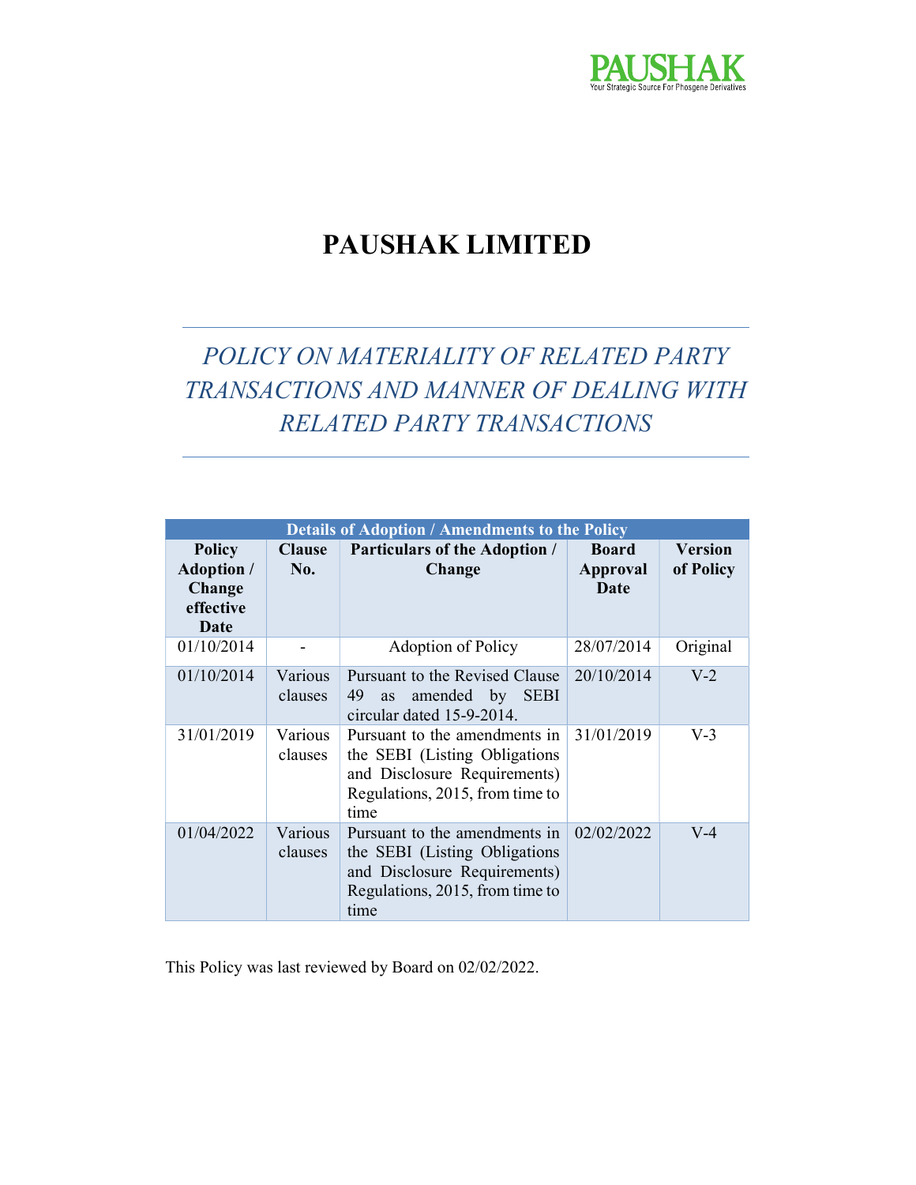PAUSHAK
Your Strategic Source For Phosgene Derivatives

# PAUSHAK LIMITED

## *POLICY ON MATERIALITY OF RELATED PARTY TRANSACTIONS AND MANNER OF DEALING WITH RELATED PARTY TRANSACTIONS*

| Details of Adoption / Amendments to the Policy | | | | |
|---|---|---|---|---|
| **Policy Adoption / Change effective Date** | **Clause No.** | **Particulars of the Adoption / Change** | **Board Approval Date** | **Version of Policy** |
| 01/10/2014 | - | Adoption of Policy | 28/07/2014 | Original |
| 01/10/2014 | Various clauses | Pursuant to the Revised Clause 49 as amended by SEBI circular dated 15-9-2014. | 20/10/2014 | V-2 |
| 31/01/2019 | Various clauses | Pursuant to the amendments in the SEBI (Listing Obligations and Disclosure Requirements) Regulations, 2015, from time to time | 31/01/2019 | V-3 |
| 01/04/2022 | Various clauses | Pursuant to the amendments in the SEBI (Listing Obligations and Disclosure Requirements) Regulations, 2015, from time to time | 02/02/2022 | V-4 |

This Policy was last reviewed by Board on 02/02/2022.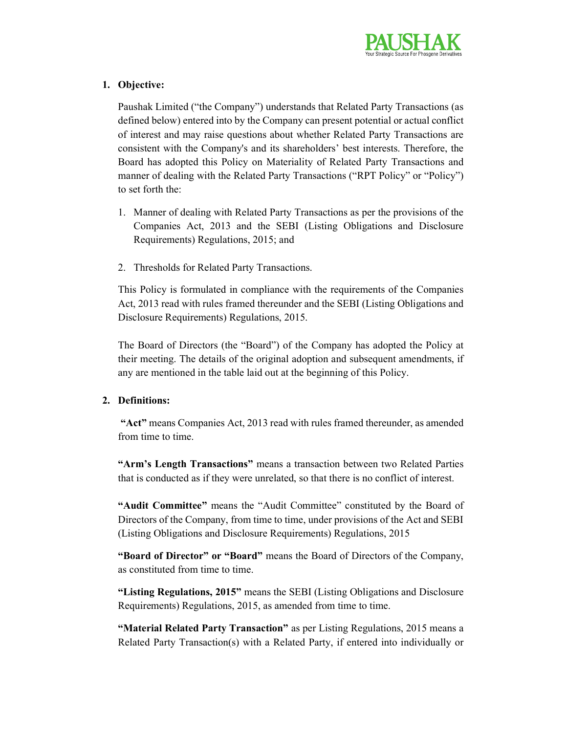## 1. Objective:

Paushak Limited ("the Company") understands that Related Party Transactions (as defined below) entered into by the Company can present potential or actual conflict of interest and may raise questions about whether Related Party Transactions are consistent with the Company's and its shareholders' best interests. Therefore, the Board has adopted this Policy on Materiality of Related Party Transactions and manner of dealing with the Related Party Transactions ("RPT Policy" or "Policy") to set forth the:

1. Manner of dealing with Related Party Transactions as per the provisions of the Companies Act, 2013 and the SEBI (Listing Obligations and Disclosure Requirements) Regulations, 2015; and

2. Thresholds for Related Party Transactions.

This Policy is formulated in compliance with the requirements of the Companies Act, 2013 read with rules framed thereunder and the SEBI (Listing Obligations and Disclosure Requirements) Regulations, 2015.

The Board of Directors (the "Board") of the Company has adopted the Policy at their meeting. The details of the original adoption and subsequent amendments, if any are mentioned in the table laid out at the beginning of this Policy.

## 2. Definitions:

**"Act"** means Companies Act, 2013 read with rules framed thereunder, as amended from time to time.

**"Arm's Length Transactions"** means a transaction between two Related Parties that is conducted as if they were unrelated, so that there is no conflict of interest.

**"Audit Committee"** means the "Audit Committee" constituted by the Board of Directors of the Company, from time to time, under provisions of the Act and SEBI (Listing Obligations and Disclosure Requirements) Regulations, 2015

**"Board of Director" or "Board"** means the Board of Directors of the Company, as constituted from time to time.

**"Listing Regulations, 2015"** means the SEBI (Listing Obligations and Disclosure Requirements) Regulations, 2015, as amended from time to time.

**"Material Related Party Transaction"** as per Listing Regulations, 2015 means a Related Party Transaction(s) with a Related Party, if entered into individually or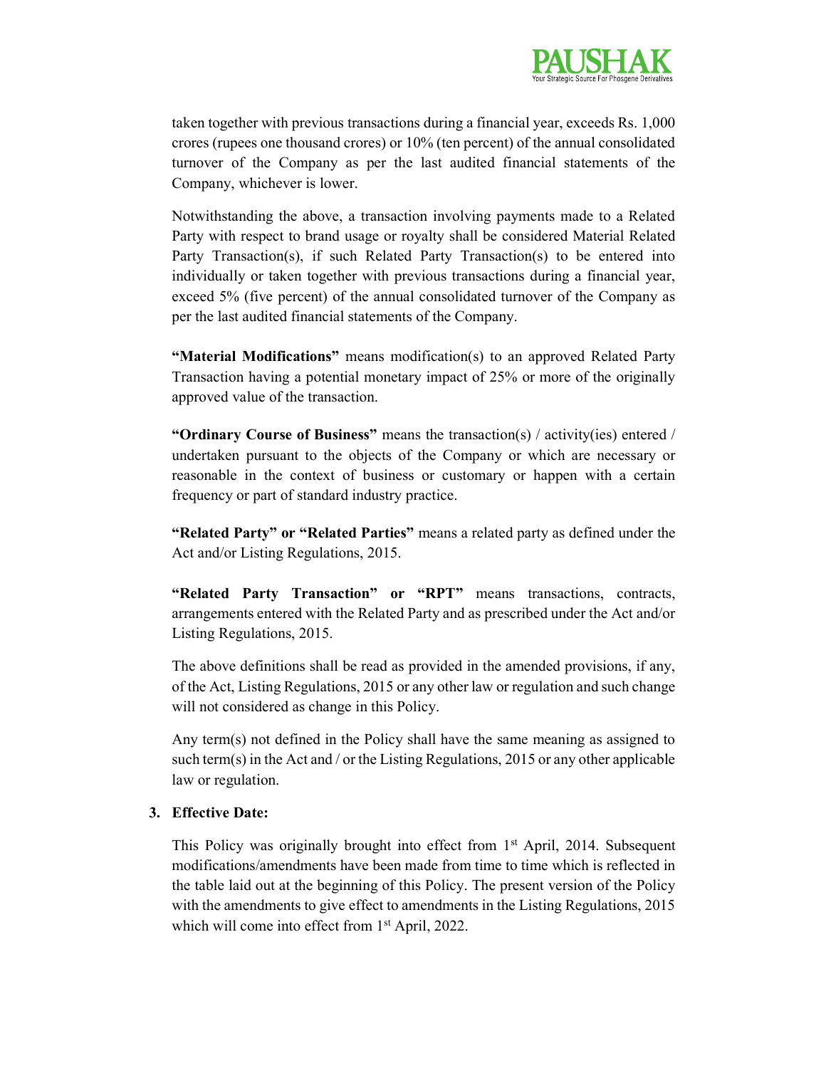taken together with previous transactions during a financial year, exceeds Rs. 1,000 crores (rupees one thousand crores) or 10% (ten percent) of the annual consolidated turnover of the Company as per the last audited financial statements of the Company, whichever is lower.

Notwithstanding the above, a transaction involving payments made to a Related Party with respect to brand usage or royalty shall be considered Material Related Party Transaction(s), if such Related Party Transaction(s) to be entered into individually or taken together with previous transactions during a financial year, exceed 5% (five percent) of the annual consolidated turnover of the Company as per the last audited financial statements of the Company.

**"Material Modifications"** means modification(s) to an approved Related Party Transaction having a potential monetary impact of 25% or more of the originally approved value of the transaction.

**"Ordinary Course of Business"** means the transaction(s) / activity(ies) entered / undertaken pursuant to the objects of the Company or which are necessary or reasonable in the context of business or customary or happen with a certain frequency or part of standard industry practice.

**"Related Party" or "Related Parties"** means a related party as defined under the Act and/or Listing Regulations, 2015.

**"Related Party Transaction" or "RPT"** means transactions, contracts, arrangements entered with the Related Party and as prescribed under the Act and/or Listing Regulations, 2015.

The above definitions shall be read as provided in the amended provisions, if any, of the Act, Listing Regulations, 2015 or any other law or regulation and such change will not considered as change in this Policy.

Any term(s) not defined in the Policy shall have the same meaning as assigned to such term(s) in the Act and / or the Listing Regulations, 2015 or any other applicable law or regulation.

**3. Effective Date:**

This Policy was originally brought into effect from 1st April, 2014. Subsequent modifications/amendments have been made from time to time which is reflected in the table laid out at the beginning of this Policy. The present version of the Policy with the amendments to give effect to amendments in the Listing Regulations, 2015 which will come into effect from 1st April, 2022.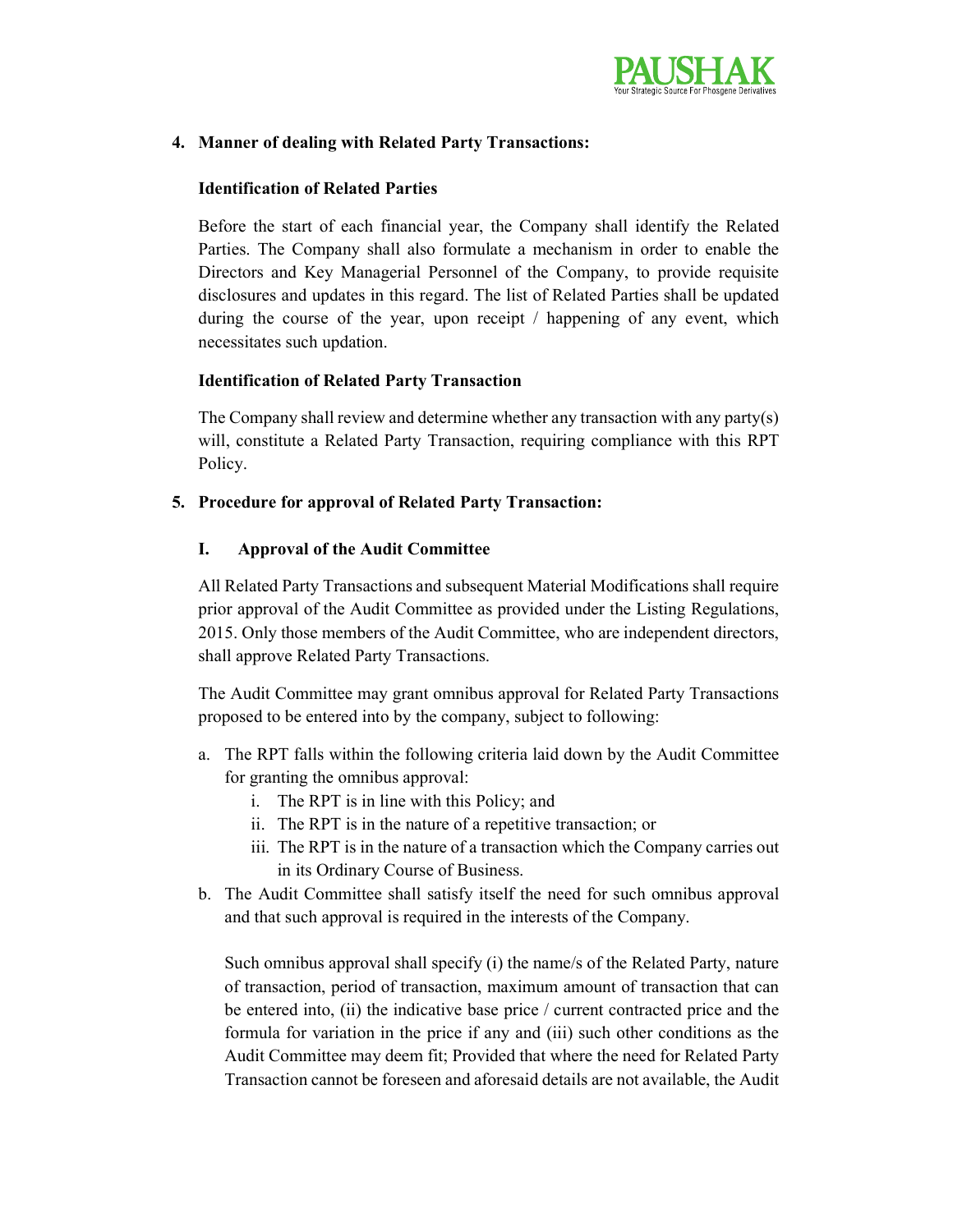## 4. Manner of dealing with Related Party Transactions:

### Identification of Related Parties

Before the start of each financial year, the Company shall identify the Related Parties. The Company shall also formulate a mechanism in order to enable the Directors and Key Managerial Personnel of the Company, to provide requisite disclosures and updates in this regard. The list of Related Parties shall be updated during the course of the year, upon receipt / happening of any event, which necessitates such updation.

### Identification of Related Party Transaction

The Company shall review and determine whether any transaction with any party(s) will, constitute a Related Party Transaction, requiring compliance with this RPT Policy.

## 5. Procedure for approval of Related Party Transaction:

### I. Approval of the Audit Committee

All Related Party Transactions and subsequent Material Modifications shall require prior approval of the Audit Committee as provided under the Listing Regulations, 2015. Only those members of the Audit Committee, who are independent directors, shall approve Related Party Transactions.

The Audit Committee may grant omnibus approval for Related Party Transactions proposed to be entered into by the company, subject to following:

a. The RPT falls within the following criteria laid down by the Audit Committee for granting the omnibus approval:
   i. The RPT is in line with this Policy; and
   ii. The RPT is in the nature of a repetitive transaction; or
   iii. The RPT is in the nature of a transaction which the Company carries out in its Ordinary Course of Business.
b. The Audit Committee shall satisfy itself the need for such omnibus approval and that such approval is required in the interests of the Company.

   Such omnibus approval shall specify (i) the name/s of the Related Party, nature of transaction, period of transaction, maximum amount of transaction that can be entered into, (ii) the indicative base price / current contracted price and the formula for variation in the price if any and (iii) such other conditions as the Audit Committee may deem fit; Provided that where the need for Related Party Transaction cannot be foreseen and aforesaid details are not available, the Audit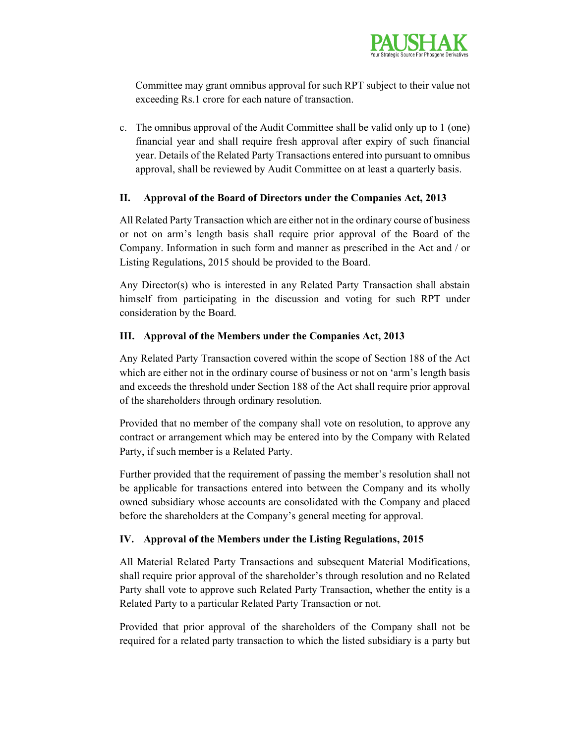Committee may grant omnibus approval for such RPT subject to their value not exceeding Rs.1 crore for each nature of transaction.

c. The omnibus approval of the Audit Committee shall be valid only up to 1 (one) financial year and shall require fresh approval after expiry of such financial year. Details of the Related Party Transactions entered into pursuant to omnibus approval, shall be reviewed by Audit Committee on at least a quarterly basis.

### II. Approval of the Board of Directors under the Companies Act, 2013

All Related Party Transaction which are either not in the ordinary course of business or not on arm's length basis shall require prior approval of the Board of the Company. Information in such form and manner as prescribed in the Act and / or Listing Regulations, 2015 should be provided to the Board.

Any Director(s) who is interested in any Related Party Transaction shall abstain himself from participating in the discussion and voting for such RPT under consideration by the Board.

### III. Approval of the Members under the Companies Act, 2013

Any Related Party Transaction covered within the scope of Section 188 of the Act which are either not in the ordinary course of business or not on 'arm's length basis and exceeds the threshold under Section 188 of the Act shall require prior approval of the shareholders through ordinary resolution.

Provided that no member of the company shall vote on resolution, to approve any contract or arrangement which may be entered into by the Company with Related Party, if such member is a Related Party.

Further provided that the requirement of passing the member's resolution shall not be applicable for transactions entered into between the Company and its wholly owned subsidiary whose accounts are consolidated with the Company and placed before the shareholders at the Company's general meeting for approval.

### IV. Approval of the Members under the Listing Regulations, 2015

All Material Related Party Transactions and subsequent Material Modifications, shall require prior approval of the shareholder's through resolution and no Related Party shall vote to approve such Related Party Transaction, whether the entity is a Related Party to a particular Related Party Transaction or not.

Provided that prior approval of the shareholders of the Company shall not be required for a related party transaction to which the listed subsidiary is a party but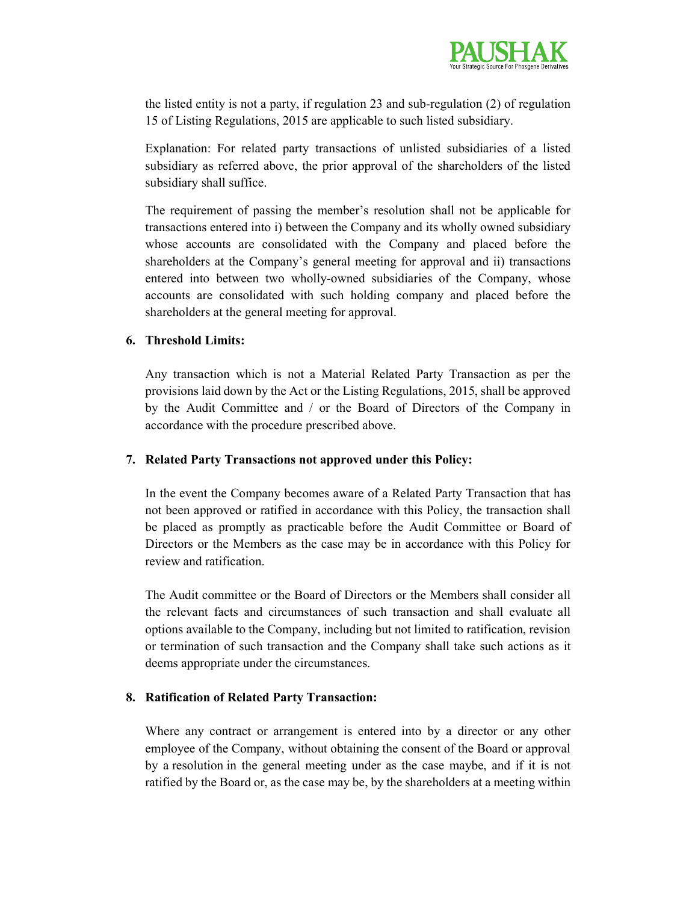the listed entity is not a party, if regulation 23 and sub-regulation (2) of regulation 15 of Listing Regulations, 2015 are applicable to such listed subsidiary.

Explanation: For related party transactions of unlisted subsidiaries of a listed subsidiary as referred above, the prior approval of the shareholders of the listed subsidiary shall suffice.

The requirement of passing the member's resolution shall not be applicable for transactions entered into i) between the Company and its wholly owned subsidiary whose accounts are consolidated with the Company and placed before the shareholders at the Company's general meeting for approval and ii) transactions entered into between two wholly-owned subsidiaries of the Company, whose accounts are consolidated with such holding company and placed before the shareholders at the general meeting for approval.

**6. Threshold Limits:**

Any transaction which is not a Material Related Party Transaction as per the provisions laid down by the Act or the Listing Regulations, 2015, shall be approved by the Audit Committee and / or the Board of Directors of the Company in accordance with the procedure prescribed above.

**7. Related Party Transactions not approved under this Policy:**

In the event the Company becomes aware of a Related Party Transaction that has not been approved or ratified in accordance with this Policy, the transaction shall be placed as promptly as practicable before the Audit Committee or Board of Directors or the Members as the case may be in accordance with this Policy for review and ratification.

The Audit committee or the Board of Directors or the Members shall consider all the relevant facts and circumstances of such transaction and shall evaluate all options available to the Company, including but not limited to ratification, revision or termination of such transaction and the Company shall take such actions as it deems appropriate under the circumstances.

**8. Ratification of Related Party Transaction:**

Where any contract or arrangement is entered into by a director or any other employee of the Company, without obtaining the consent of the Board or approval by a resolution in the general meeting under as the case maybe, and if it is not ratified by the Board or, as the case may be, by the shareholders at a meeting within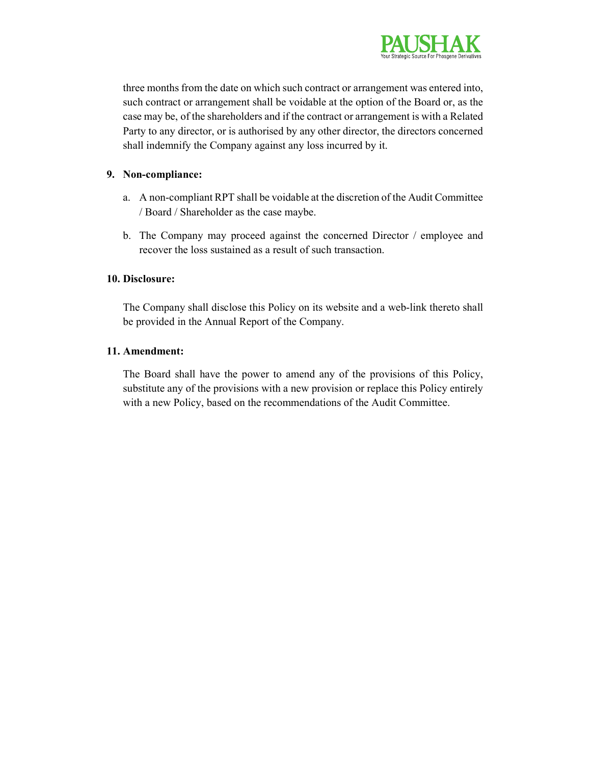three months from the date on which such contract or arrangement was entered into, such contract or arrangement shall be voidable at the option of the Board or, as the case may be, of the shareholders and if the contract or arrangement is with a Related Party to any director, or is authorised by any other director, the directors concerned shall indemnify the Company against any loss incurred by it.

**9. Non-compliance:**

a. A non-compliant RPT shall be voidable at the discretion of the Audit Committee / Board / Shareholder as the case maybe.

b. The Company may proceed against the concerned Director / employee and recover the loss sustained as a result of such transaction.

**10. Disclosure:**

The Company shall disclose this Policy on its website and a web-link thereto shall be provided in the Annual Report of the Company.

**11. Amendment:**

The Board shall have the power to amend any of the provisions of this Policy, substitute any of the provisions with a new provision or replace this Policy entirely with a new Policy, based on the recommendations of the Audit Committee.